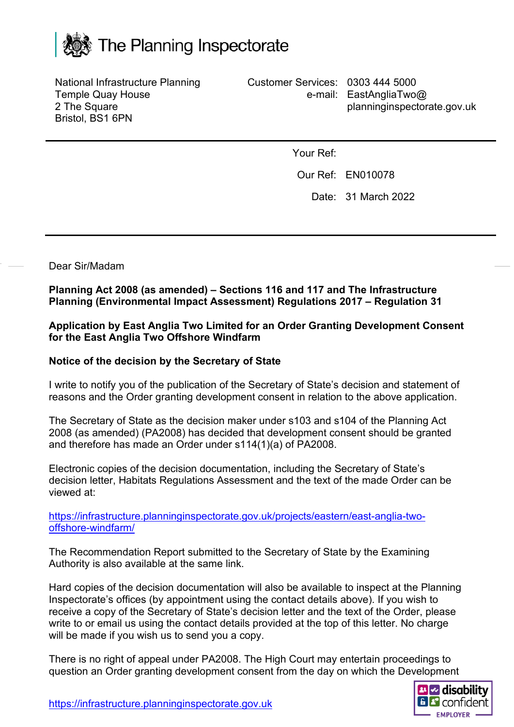# The Planning Inspectorate

National Infrastructure Planning
Temple Quay House
2 The Square
Bristol, BS1 6PN

Customer Services: 0303 444 5000
e-mail: EastAngliaTwo@planninginspectorate.gov.uk

Your Ref:

Our Ref: EN010078

Date: 31 March 2022

Dear Sir/Madam

**Planning Act 2008 (as amended) – Sections 116 and 117 and The Infrastructure Planning (Environmental Impact Assessment) Regulations 2017 – Regulation 31**

**Application by East Anglia Two Limited for an Order Granting Development Consent for the East Anglia Two Offshore Windfarm**

**Notice of the decision by the Secretary of State**

I write to notify you of the publication of the Secretary of State's decision and statement of reasons and the Order granting development consent in relation to the above application.

The Secretary of State as the decision maker under s103 and s104 of the Planning Act 2008 (as amended) (PA2008) has decided that development consent should be granted and therefore has made an Order under s114(1)(a) of PA2008.

Electronic copies of the decision documentation, including the Secretary of State's decision letter, Habitats Regulations Assessment and the text of the made Order can be viewed at:

https://infrastructure.planninginspectorate.gov.uk/projects/eastern/east-anglia-two-offshore-windfarm/

The Recommendation Report submitted to the Secretary of State by the Examining Authority is also available at the same link.

Hard copies of the decision documentation will also be available to inspect at the Planning Inspectorate's offices (by appointment using the contact details above). If you wish to receive a copy of the Secretary of State's decision letter and the text of the Order, please write to or email us using the contact details provided at the top of this letter. No charge will be made if you wish us to send you a copy.

There is no right of appeal under PA2008. The High Court may entertain proceedings to question an Order granting development consent from the day on which the Development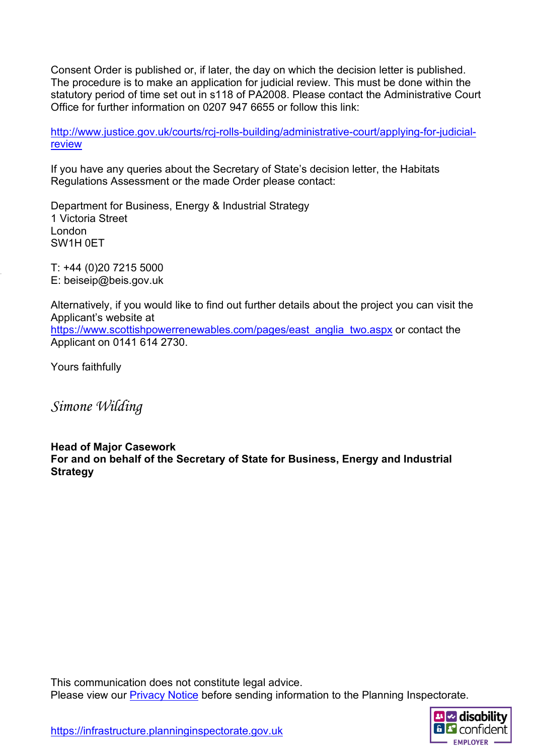Consent Order is published or, if later, the day on which the decision letter is published. The procedure is to make an application for judicial review. This must be done within the statutory period of time set out in s118 of PA2008. Please contact the Administrative Court Office for further information on 0207 947 6655 or follow this link:

http://www.justice.gov.uk/courts/rcj-rolls-building/administrative-court/applying-for-judicial-review

If you have any queries about the Secretary of State's decision letter, the Habitats Regulations Assessment or the made Order please contact:

Department for Business, Energy & Industrial Strategy
1 Victoria Street
London
SW1H 0ET

T: +44 (0)20 7215 5000
E: beiseip@beis.gov.uk

Alternatively, if you would like to find out further details about the project you can visit the Applicant's website at https://www.scottishpowerrenewables.com/pages/east_anglia_two.aspx or contact the Applicant on 0141 614 2730.

Yours faithfully

*Simone Wilding*

**Head of Major Casework**
**For and on behalf of the Secretary of State for Business, Energy and Industrial Strategy**

This communication does not constitute legal advice.
Please view our Privacy Notice before sending information to the Planning Inspectorate.

https://infrastructure.planninginspectorate.gov.uk